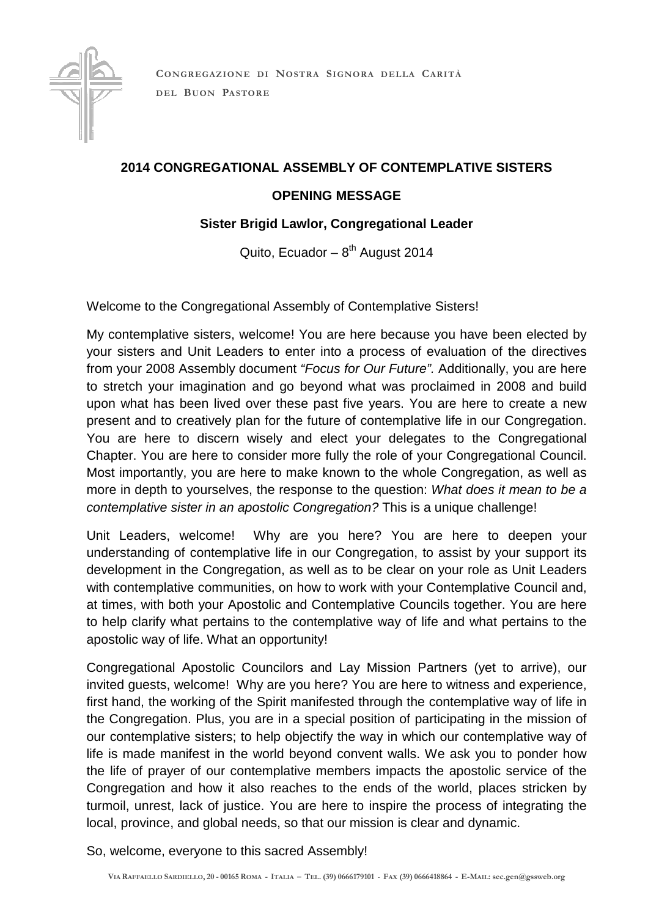CONGREGAZIONE DI NOSTRA SIGNORA DELLA CARITÀ
DEL BUON PASTORE

## 2014 CONGREGATIONAL ASSEMBLY OF CONTEMPLATIVE SISTERS

### OPENING MESSAGE

**Sister Brigid Lawlor, Congregational Leader**

Quito, Ecuador – 8th August 2014

Welcome to the Congregational Assembly of Contemplative Sisters!

My contemplative sisters, welcome! You are here because you have been elected by your sisters and Unit Leaders to enter into a process of evaluation of the directives from your 2008 Assembly document *"Focus for Our Future"*. Additionally, you are here to stretch your imagination and go beyond what was proclaimed in 2008 and build upon what has been lived over these past five years. You are here to create a new present and to creatively plan for the future of contemplative life in our Congregation. You are here to discern wisely and elect your delegates to the Congregational Chapter. You are here to consider more fully the role of your Congregational Council. Most importantly, you are here to make known to the whole Congregation, as well as more in depth to yourselves, the response to the question: *What does it mean to be a contemplative sister in an apostolic Congregation?* This is a unique challenge!

Unit Leaders, welcome! Why are you here? You are here to deepen your understanding of contemplative life in our Congregation, to assist by your support its development in the Congregation, as well as to be clear on your role as Unit Leaders with contemplative communities, on how to work with your Contemplative Council and, at times, with both your Apostolic and Contemplative Councils together. You are here to help clarify what pertains to the contemplative way of life and what pertains to the apostolic way of life. What an opportunity!

Congregational Apostolic Councilors and Lay Mission Partners (yet to arrive), our invited guests, welcome! Why are you here? You are here to witness and experience, first hand, the working of the Spirit manifested through the contemplative way of life in the Congregation. Plus, you are in a special position of participating in the mission of our contemplative sisters; to help objectify the way in which our contemplative way of life is made manifest in the world beyond convent walls. We ask you to ponder how the life of prayer of our contemplative members impacts the apostolic service of the Congregation and how it also reaches to the ends of the world, places stricken by turmoil, unrest, lack of justice. You are here to inspire the process of integrating the local, province, and global needs, so that our mission is clear and dynamic.

So, welcome, everyone to this sacred Assembly!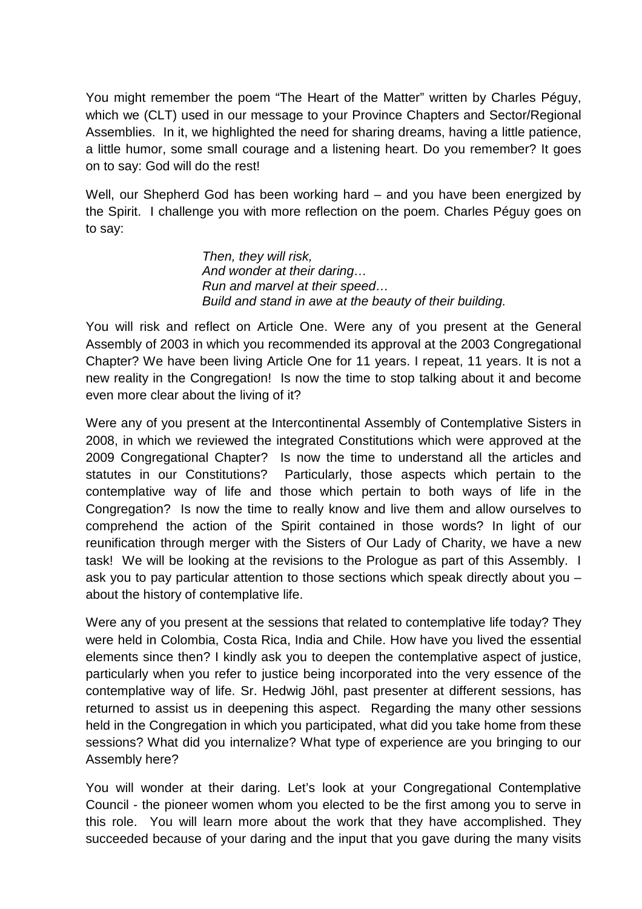You might remember the poem "The Heart of the Matter" written by Charles Péguy, which we (CLT) used in our message to your Province Chapters and Sector/Regional Assemblies. In it, we highlighted the need for sharing dreams, having a little patience, a little humor, some small courage and a listening heart. Do you remember? It goes on to say: God will do the rest!

Well, our Shepherd God has been working hard – and you have been energized by the Spirit. I challenge you with more reflection on the poem. Charles Péguy goes on to say:

> *Then, they will risk,*
> *And wonder at their daring…*
> *Run and marvel at their speed…*
> *Build and stand in awe at the beauty of their building.*

You will risk and reflect on Article One. Were any of you present at the General Assembly of 2003 in which you recommended its approval at the 2003 Congregational Chapter? We have been living Article One for 11 years. I repeat, 11 years. It is not a new reality in the Congregation! Is now the time to stop talking about it and become even more clear about the living of it?

Were any of you present at the Intercontinental Assembly of Contemplative Sisters in 2008, in which we reviewed the integrated Constitutions which were approved at the 2009 Congregational Chapter? Is now the time to understand all the articles and statutes in our Constitutions? Particularly, those aspects which pertain to the contemplative way of life and those which pertain to both ways of life in the Congregation? Is now the time to really know and live them and allow ourselves to comprehend the action of the Spirit contained in those words? In light of our reunification through merger with the Sisters of Our Lady of Charity, we have a new task! We will be looking at the revisions to the Prologue as part of this Assembly. I ask you to pay particular attention to those sections which speak directly about you – about the history of contemplative life.

Were any of you present at the sessions that related to contemplative life today? They were held in Colombia, Costa Rica, India and Chile. How have you lived the essential elements since then? I kindly ask you to deepen the contemplative aspect of justice, particularly when you refer to justice being incorporated into the very essence of the contemplative way of life. Sr. Hedwig Jöhl, past presenter at different sessions, has returned to assist us in deepening this aspect. Regarding the many other sessions held in the Congregation in which you participated, what did you take home from these sessions? What did you internalize? What type of experience are you bringing to our Assembly here?

You will wonder at their daring. Let's look at your Congregational Contemplative Council - the pioneer women whom you elected to be the first among you to serve in this role. You will learn more about the work that they have accomplished. They succeeded because of your daring and the input that you gave during the many visits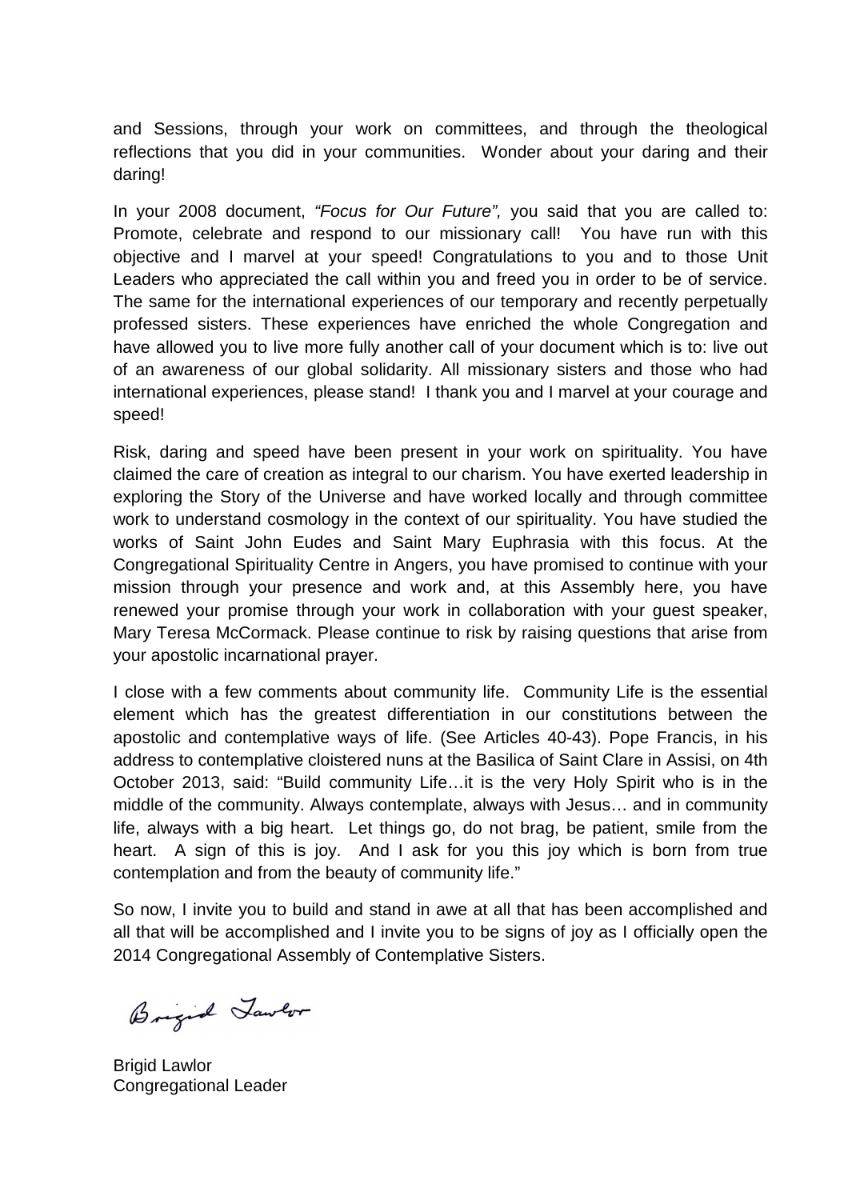and Sessions, through your work on committees, and through the theological reflections that you did in your communities. Wonder about your daring and their daring!

In your 2008 document, *"Focus for Our Future",* you said that you are called to: Promote, celebrate and respond to our missionary call! You have run with this objective and I marvel at your speed! Congratulations to you and to those Unit Leaders who appreciated the call within you and freed you in order to be of service. The same for the international experiences of our temporary and recently perpetually professed sisters. These experiences have enriched the whole Congregation and have allowed you to live more fully another call of your document which is to: live out of an awareness of our global solidarity. All missionary sisters and those who had international experiences, please stand! I thank you and I marvel at your courage and speed!

Risk, daring and speed have been present in your work on spirituality. You have claimed the care of creation as integral to our charism. You have exerted leadership in exploring the Story of the Universe and have worked locally and through committee work to understand cosmology in the context of our spirituality. You have studied the works of Saint John Eudes and Saint Mary Euphrasia with this focus. At the Congregational Spirituality Centre in Angers, you have promised to continue with your mission through your presence and work and, at this Assembly here, you have renewed your promise through your work in collaboration with your guest speaker, Mary Teresa McCormack. Please continue to risk by raising questions that arise from your apostolic incarnational prayer.

I close with a few comments about community life. Community Life is the essential element which has the greatest differentiation in our constitutions between the apostolic and contemplative ways of life. (See Articles 40-43). Pope Francis, in his address to contemplative cloistered nuns at the Basilica of Saint Clare in Assisi, on 4th October 2013, said: "Build community Life…it is the very Holy Spirit who is in the middle of the community. Always contemplate, always with Jesus… and in community life, always with a big heart. Let things go, do not brag, be patient, smile from the heart. A sign of this is joy. And I ask for you this joy which is born from true contemplation and from the beauty of community life."

So now, I invite you to build and stand in awe at all that has been accomplished and all that will be accomplished and I invite you to be signs of joy as I officially open the 2014 Congregational Assembly of Contemplative Sisters.

Brigid Lawlor

Brigid Lawlor
Congregational Leader